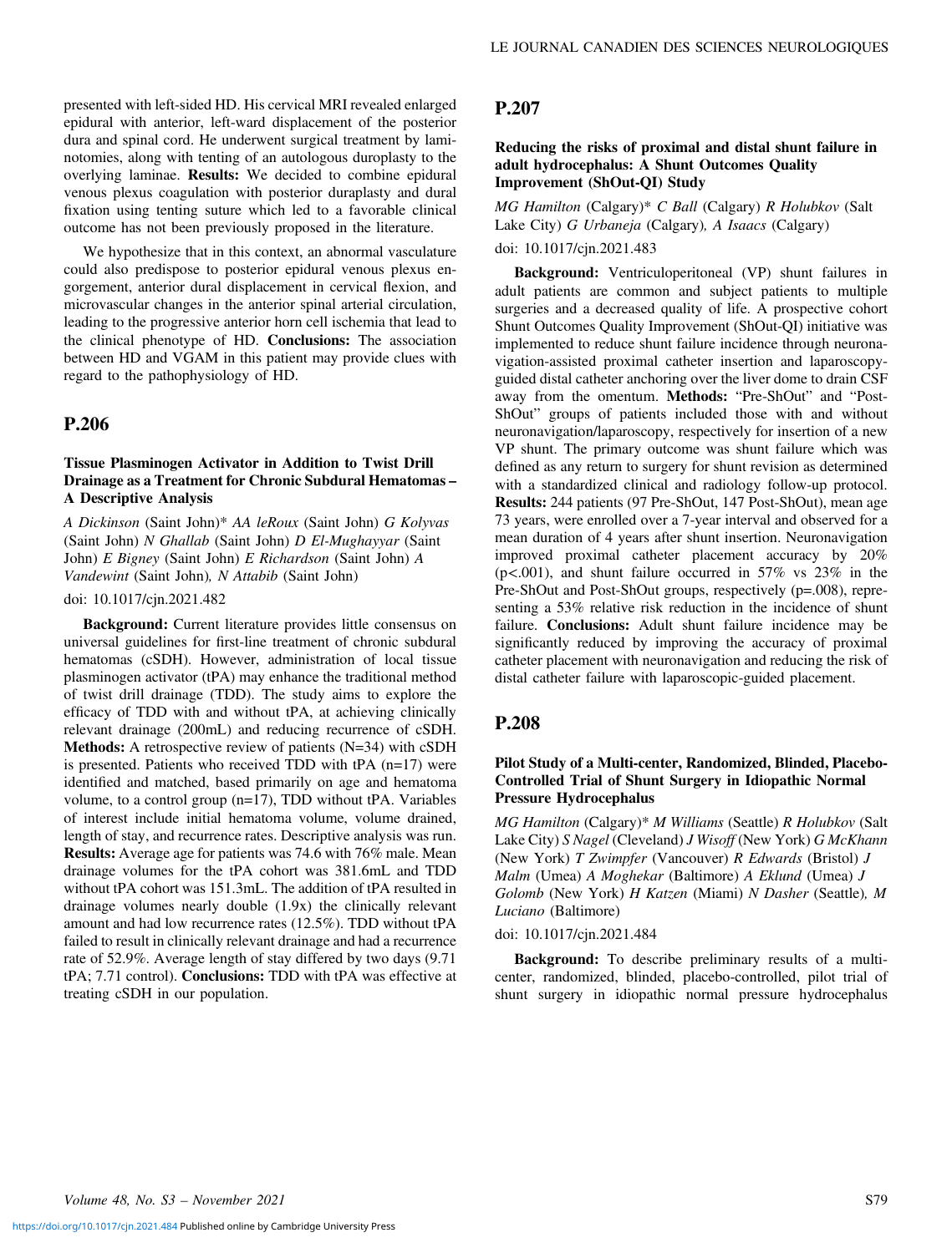presented with left-sided HD. His cervical MRI revealed enlarged epidural with anterior, left-ward displacement of the posterior dura and spinal cord. He underwent surgical treatment by laminotomies, along with tenting of an autologous duroplasty to the overlying laminae. **Results:** We decided to combine epidural venous plexus coagulation with posterior duraplasty and dural fixation using tenting suture which led to a favorable clinical outcome has not been previously proposed in the literature.

We hypothesize that in this context, an abnormal vasculature could also predispose to posterior epidural venous plexus engorgement, anterior dural displacement in cervical flexion, and microvascular changes in the anterior spinal arterial circulation, leading to the progressive anterior horn cell ischemia that lead to the clinical phenotype of HD. **Conclusions:** The association between HD and VGAM in this patient may provide clues with regard to the pathophysiology of HD.

## P.206

### Tissue Plasminogen Activator in Addition to Twist Drill Drainage as a Treatment for Chronic Subdural Hematomas – A Descriptive Analysis

*A Dickinson* (Saint John)* *AA leRoux* (Saint John) *G Kolyvas* (Saint John) *N Ghallab* (Saint John) *D El-Mughayyar* (Saint John) *E Bigney* (Saint John) *E Richardson* (Saint John) *A Vandewint* (Saint John), *N Attabib* (Saint John)

doi: 10.1017/cjn.2021.482

**Background:** Current literature provides little consensus on universal guidelines for first-line treatment of chronic subdural hematomas (cSDH). However, administration of local tissue plasminogen activator (tPA) may enhance the traditional method of twist drill drainage (TDD). The study aims to explore the efficacy of TDD with and without tPA, at achieving clinically relevant drainage (200mL) and reducing recurrence of cSDH. **Methods:** A retrospective review of patients (N=34) with cSDH is presented. Patients who received TDD with tPA (n=17) were identified and matched, based primarily on age and hematoma volume, to a control group (n=17), TDD without tPA. Variables of interest include initial hematoma volume, volume drained, length of stay, and recurrence rates. Descriptive analysis was run. **Results:** Average age for patients was 74.6 with 76% male. Mean drainage volumes for the tPA cohort was 381.6mL and TDD without tPA cohort was 151.3mL. The addition of tPA resulted in drainage volumes nearly double (1.9x) the clinically relevant amount and had low recurrence rates (12.5%). TDD without tPA failed to result in clinically relevant drainage and had a recurrence rate of 52.9%. Average length of stay differed by two days (9.71 tPA; 7.71 control). **Conclusions:** TDD with tPA was effective at treating cSDH in our population.

## P.207

### Reducing the risks of proximal and distal shunt failure in adult hydrocephalus: A Shunt Outcomes Quality Improvement (ShOut-QI) Study

*MG Hamilton* (Calgary)* *C Ball* (Calgary) *R Holubkov* (Salt Lake City) *G Urbaneja* (Calgary), *A Isaacs* (Calgary)

doi: 10.1017/cjn.2021.483

**Background:** Ventriculoperitoneal (VP) shunt failures in adult patients are common and subject patients to multiple surgeries and a decreased quality of life. A prospective cohort Shunt Outcomes Quality Improvement (ShOut-QI) initiative was implemented to reduce shunt failure incidence through neuronavigation-assisted proximal catheter insertion and laparoscopy-guided distal catheter anchoring over the liver dome to drain CSF away from the omentum. **Methods:** "Pre-ShOut" and "Post-ShOut" groups of patients included those with and without neuronavigation/laparoscopy, respectively for insertion of a new VP shunt. The primary outcome was shunt failure which was defined as any return to surgery for shunt revision as determined with a standardized clinical and radiology follow-up protocol. **Results:** 244 patients (97 Pre-ShOut, 147 Post-ShOut), mean age 73 years, were enrolled over a 7-year interval and observed for a mean duration of 4 years after shunt insertion. Neuronavigation improved proximal catheter placement accuracy by 20% ($p<.001$), and shunt failure occurred in 57% vs 23% in the Pre-ShOut and Post-ShOut groups, respectively ($p=.008$), representing a 53% relative risk reduction in the incidence of shunt failure. **Conclusions:** Adult shunt failure incidence may be significantly reduced by improving the accuracy of proximal catheter placement with neuronavigation and reducing the risk of distal catheter failure with laparoscopic-guided placement.

## P.208

### Pilot Study of a Multi-center, Randomized, Blinded, Placebo-Controlled Trial of Shunt Surgery in Idiopathic Normal Pressure Hydrocephalus

*MG Hamilton* (Calgary)* *M Williams* (Seattle) *R Holubkov* (Salt Lake City) *S Nagel* (Cleveland) *J Wisoff* (New York) *G McKhann* (New York) *T Zwimpfer* (Vancouver) *R Edwards* (Bristol) *J Malm* (Umea) *A Moghekar* (Baltimore) *A Eklund* (Umea) *J Golomb* (New York) *H Katzen* (Miami) *N Dasher* (Seattle), *M Luciano* (Baltimore)

doi: 10.1017/cjn.2021.484

**Background:** To describe preliminary results of a multi-center, randomized, blinded, placebo-controlled, pilot trial of shunt surgery in idiopathic normal pressure hydrocephalus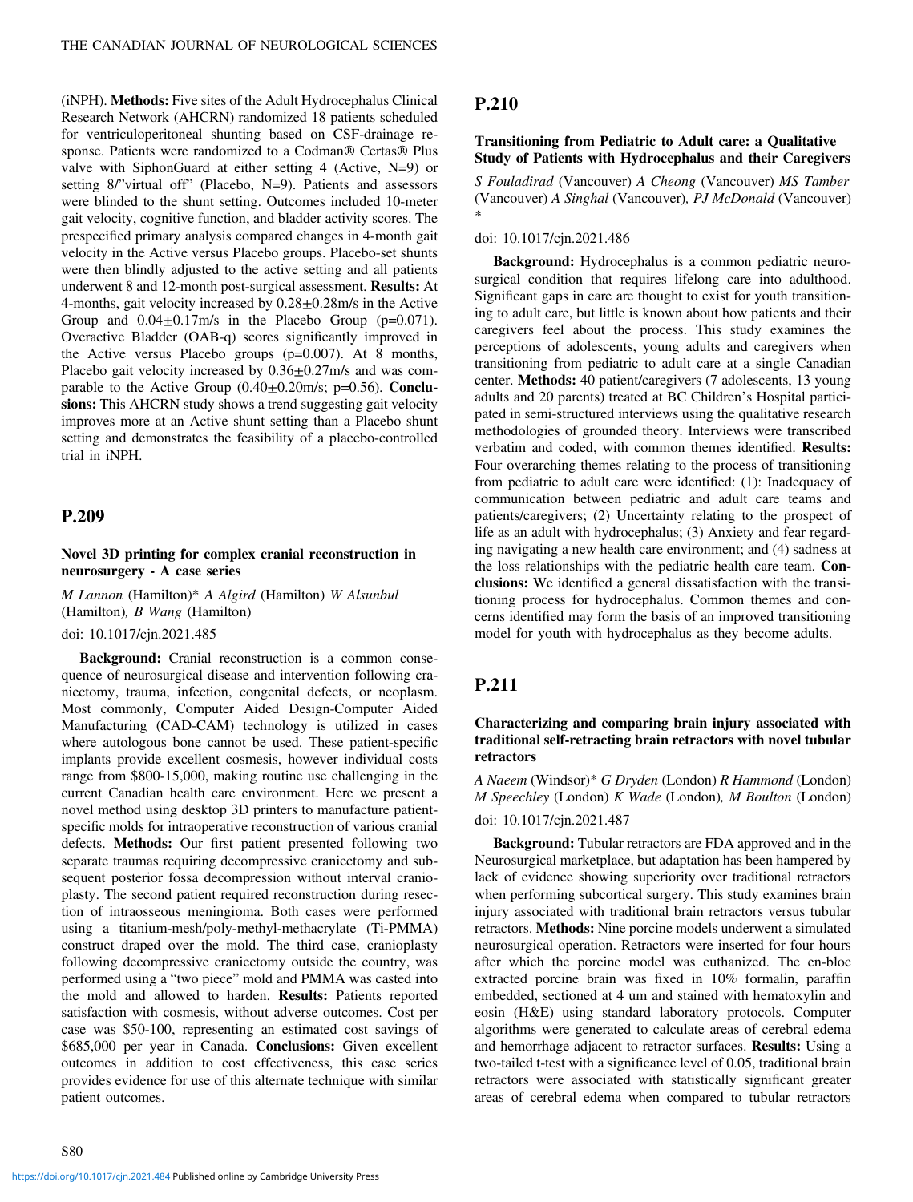(iNPH). **Methods:** Five sites of the Adult Hydrocephalus Clinical Research Network (AHCRN) randomized 18 patients scheduled for ventriculoperitoneal shunting based on CSF-drainage response. Patients were randomized to a Codman® Certas® Plus valve with SiphonGuard at either setting 4 (Active, N=9) or setting 8/"virtual off" (Placebo, N=9). Patients and assessors were blinded to the shunt setting. Outcomes included 10-meter gait velocity, cognitive function, and bladder activity scores. The prespecified primary analysis compared changes in 4-month gait velocity in the Active versus Placebo groups. Placebo-set shunts were then blindly adjusted to the active setting and all patients underwent 8 and 12-month post-surgical assessment. **Results:** At 4-months, gait velocity increased by 0.28±0.28m/s in the Active Group and 0.04±0.17m/s in the Placebo Group (p=0.071). Overactive Bladder (OAB-q) scores significantly improved in the Active versus Placebo groups (p=0.007). At 8 months, Placebo gait velocity increased by 0.36±0.27m/s and was comparable to the Active Group (0.40±0.20m/s; p=0.56). **Conclusions:** This AHCRN study shows a trend suggesting gait velocity improves more at an Active shunt setting than a Placebo shunt setting and demonstrates the feasibility of a placebo-controlled trial in iNPH.

## P.209

### Novel 3D printing for complex cranial reconstruction in neurosurgery - A case series

*M Lannon* (Hamilton)* *A Algird* (Hamilton) *W Alsunbul* (Hamilton), *B Wang* (Hamilton)

doi: 10.1017/cjn.2021.485

**Background:** Cranial reconstruction is a common consequence of neurosurgical disease and intervention following craniectomy, trauma, infection, congenital defects, or neoplasm. Most commonly, Computer Aided Design-Computer Aided Manufacturing (CAD-CAM) technology is utilized in cases where autologous bone cannot be used. These patient-specific implants provide excellent cosmesis, however individual costs range from $800-15,000, making routine use challenging in the current Canadian health care environment. Here we present a novel method using desktop 3D printers to manufacture patient-specific molds for intraoperative reconstruction of various cranial defects. **Methods:** Our first patient presented following two separate traumas requiring decompressive craniectomy and subsequent posterior fossa decompression without interval cranioplasty. The second patient required reconstruction during resection of intraosseous meningioma. Both cases were performed using a titanium-mesh/poly-methyl-methacrylate (Ti-PMMA) construct draped over the mold. The third case, cranioplasty following decompressive craniectomy outside the country, was performed using a "two piece" mold and PMMA was casted into the mold and allowed to harden. **Results:** Patients reported satisfaction with cosmesis, without adverse outcomes. Cost per case was $50-100, representing an estimated cost savings of $685,000 per year in Canada. **Conclusions:** Given excellent outcomes in addition to cost effectiveness, this case series provides evidence for use of this alternate technique with similar patient outcomes.

## P.210

### Transitioning from Pediatric to Adult care: a Qualitative Study of Patients with Hydrocephalus and their Caregivers

*S Fouladirad* (Vancouver) *A Cheong* (Vancouver) *MS Tamber* (Vancouver) *A Singhal* (Vancouver), *PJ McDonald* (Vancouver) *

doi: 10.1017/cjn.2021.486

**Background:** Hydrocephalus is a common pediatric neurosurgical condition that requires lifelong care into adulthood. Significant gaps in care are thought to exist for youth transitioning to adult care, but little is known about how patients and their caregivers feel about the process. This study examines the perceptions of adolescents, young adults and caregivers when transitioning from pediatric to adult care at a single Canadian center. **Methods:** 40 patient/caregivers (7 adolescents, 13 young adults and 20 parents) treated at BC Children's Hospital participated in semi-structured interviews using the qualitative research methodologies of grounded theory. Interviews were transcribed verbatim and coded, with common themes identified. **Results:** Four overarching themes relating to the process of transitioning from pediatric to adult care were identified: (1): Inadequacy of communication between pediatric and adult care teams and patients/caregivers; (2) Uncertainty relating to the prospect of life as an adult with hydrocephalus; (3) Anxiety and fear regarding navigating a new health care environment; and (4) sadness at the loss relationships with the pediatric health care team. **Conclusions:** We identified a general dissatisfaction with the transitioning process for hydrocephalus. Common themes and concerns identified may form the basis of an improved transitioning model for youth with hydrocephalus as they become adults.

## P.211

### Characterizing and comparing brain injury associated with traditional self-retracting brain retractors with novel tubular retractors

*A Naeem* (Windsor)* *G Dryden* (London) *R Hammond* (London) *M Speechley* (London) *K Wade* (London), *M Boulton* (London)

doi: 10.1017/cjn.2021.487

**Background:** Tubular retractors are FDA approved and in the Neurosurgical marketplace, but adaptation has been hampered by lack of evidence showing superiority over traditional retractors when performing subcortical surgery. This study examines brain injury associated with traditional brain retractors versus tubular retractors. **Methods:** Nine porcine models underwent a simulated neurosurgical operation. Retractors were inserted for four hours after which the porcine model was euthanized. The en-bloc extracted porcine brain was fixed in 10% formalin, paraffin embedded, sectioned at 4 um and stained with hematoxylin and eosin (H&E) using standard laboratory protocols. Computer algorithms were generated to calculate areas of cerebral edema and hemorrhage adjacent to retractor surfaces. **Results:** Using a two-tailed t-test with a significance level of 0.05, traditional brain retractors were associated with statistically significant greater areas of cerebral edema when compared to tubular retractors